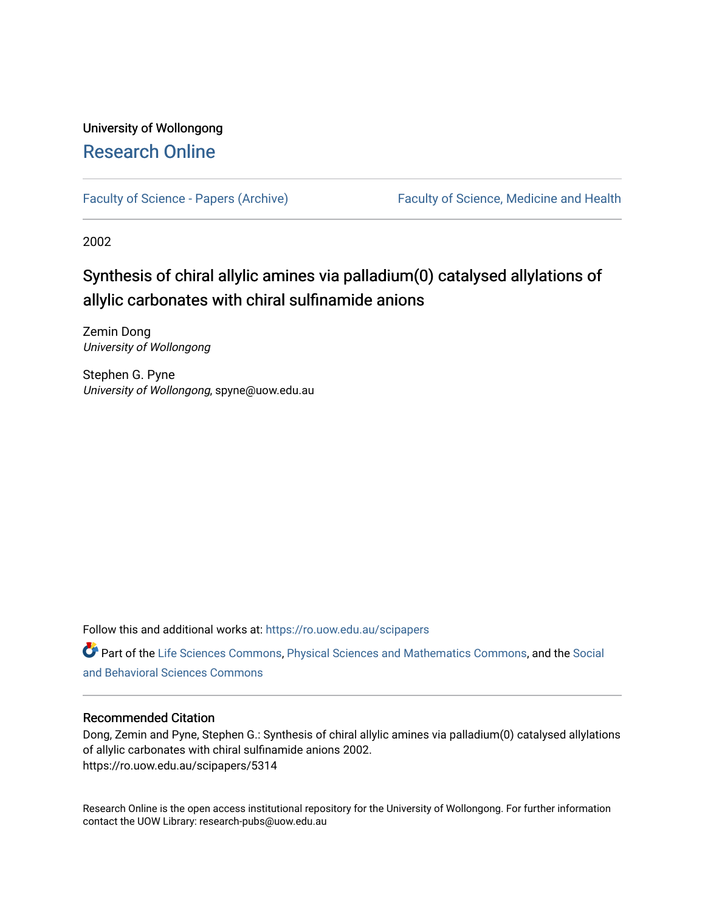University of Wollongong

# Research Online

Faculty of Science - Papers (Archive)

Faculty of Science, Medicine and Health

2002

# Synthesis of chiral allylic amines via palladium(0) catalysed allylations of allylic carbonates with chiral sulfinamide anions

Zemin Dong
*University of Wollongong*

Stephen G. Pyne
*University of Wollongong*, spyne@uow.edu.au

Follow this and additional works at: https://ro.uow.edu.au/scipapers

Part of the Life Sciences Commons, Physical Sciences and Mathematics Commons, and the Social and Behavioral Sciences Commons

## Recommended Citation

Dong, Zemin and Pyne, Stephen G.: Synthesis of chiral allylic amines via palladium(0) catalysed allylations of allylic carbonates with chiral sulfinamide anions 2002.
https://ro.uow.edu.au/scipapers/5314

Research Online is the open access institutional repository for the University of Wollongong. For further information contact the UOW Library: research-pubs@uow.edu.au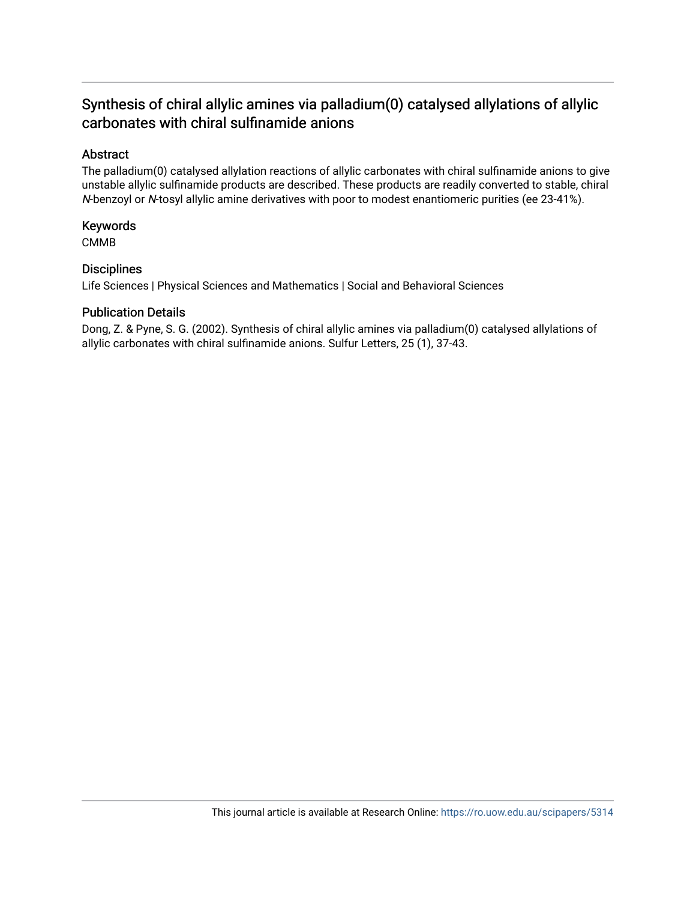# Synthesis of chiral allylic amines via palladium(0) catalysed allylations of allylic carbonates with chiral sulfinamide anions

## Abstract

The palladium(0) catalysed allylation reactions of allylic carbonates with chiral sulfinamide anions to give unstable allylic sulfinamide products are described. These products are readily converted to stable, chiral *N*-benzoyl or *N*-tosyl allylic amine derivatives with poor to modest enantiomeric purities (ee 23-41%).

## Keywords

CMMB

## Disciplines

Life Sciences | Physical Sciences and Mathematics | Social and Behavioral Sciences

## Publication Details

Dong, Z. & Pyne, S. G. (2002). Synthesis of chiral allylic amines via palladium(0) catalysed allylations of allylic carbonates with chiral sulfinamide anions. Sulfur Letters, 25 (1), 37-43.

This journal article is available at Research Online: https://ro.uow.edu.au/scipapers/5314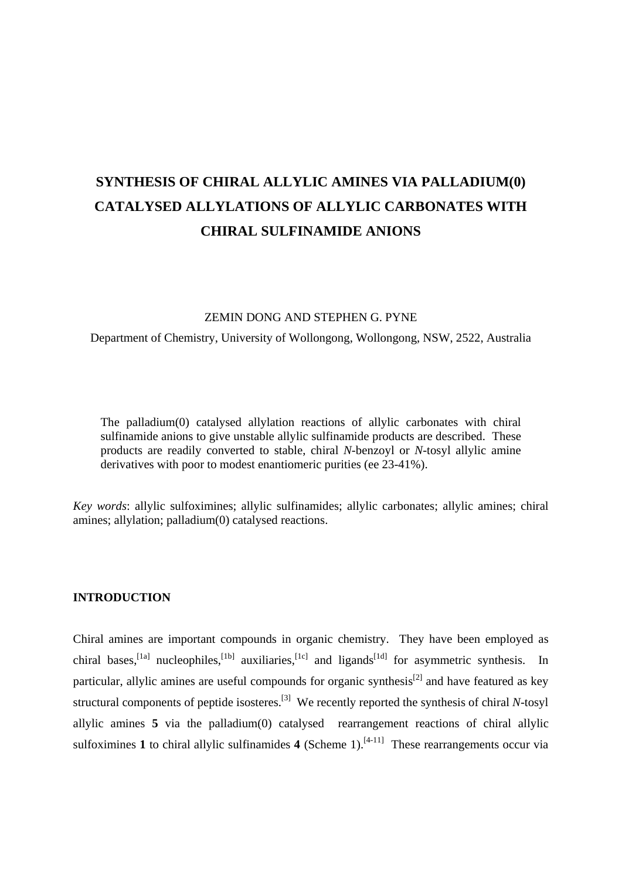# SYNTHESIS OF CHIRAL ALLYLIC AMINES VIA PALLADIUM(0) CATALYSED ALLYLATIONS OF ALLYLIC CARBONATES WITH CHIRAL SULFINAMIDE ANIONS

ZEMIN DONG AND STEPHEN G. PYNE

Department of Chemistry, University of Wollongong, Wollongong, NSW, 2522, Australia

The palladium(0) catalysed allylation reactions of allylic carbonates with chiral sulfinamide anions to give unstable allylic sulfinamide products are described. These products are readily converted to stable, chiral *N*-benzoyl or *N*-tosyl allylic amine derivatives with poor to modest enantiomeric purities (ee 23-41%).

*Key words*: allylic sulfoximines; allylic sulfinamides; allylic carbonates; allylic amines; chiral amines; allylation; palladium(0) catalysed reactions.

## INTRODUCTION

Chiral amines are important compounds in organic chemistry. They have been employed as chiral bases,[1a] nucleophiles,[1b] auxiliaries,[1c] and ligands[1d] for asymmetric synthesis. In particular, allylic amines are useful compounds for organic synthesis[2] and have featured as key structural components of peptide isosteres.[3] We recently reported the synthesis of chiral *N*-tosyl allylic amines **5** via the palladium(0) catalysed rearrangement reactions of chiral allylic sulfoximines **1** to chiral allylic sulfinamides **4** (Scheme 1).[4-11] These rearrangements occur via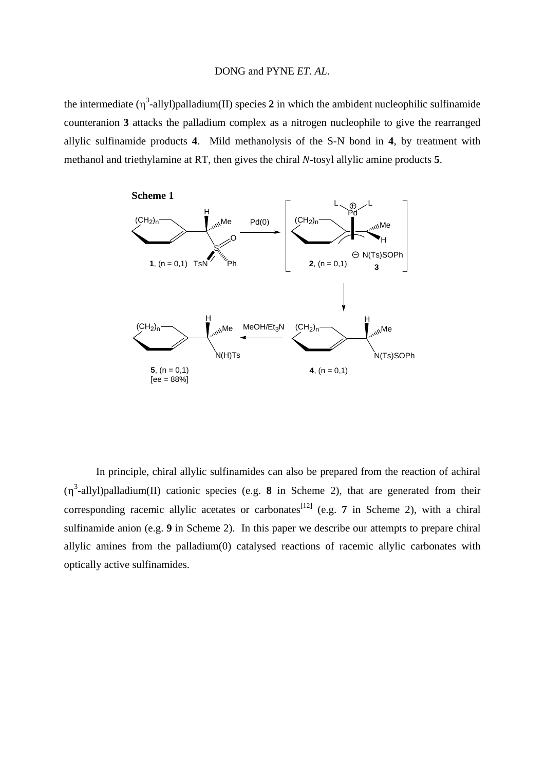the intermediate ($\eta^3$-allyl)palladium(II) species **2** in which the ambident nucleophilic sulfinamide counteranion **3** attacks the palladium complex as a nitrogen nucleophile to give the rearranged allylic sulfinamide products **4**. Mild methanolysis of the S-N bond in **4**, by treatment with methanol and triethylamine at RT, then gives the chiral *N*-tosyl allylic amine products **5**.

**Scheme 1**

In principle, chiral allylic sulfinamides can also be prepared from the reaction of achiral ($\eta^3$-allyl)palladium(II) cationic species (e.g. **8** in Scheme 2), that are generated from their corresponding racemic allylic acetates or carbonates[12] (e.g. **7** in Scheme 2), with a chiral sulfinamide anion (e.g. **9** in Scheme 2). In this paper we describe our attempts to prepare chiral allylic amines from the palladium(0) catalysed reactions of racemic allylic carbonates with optically active sulfinamides.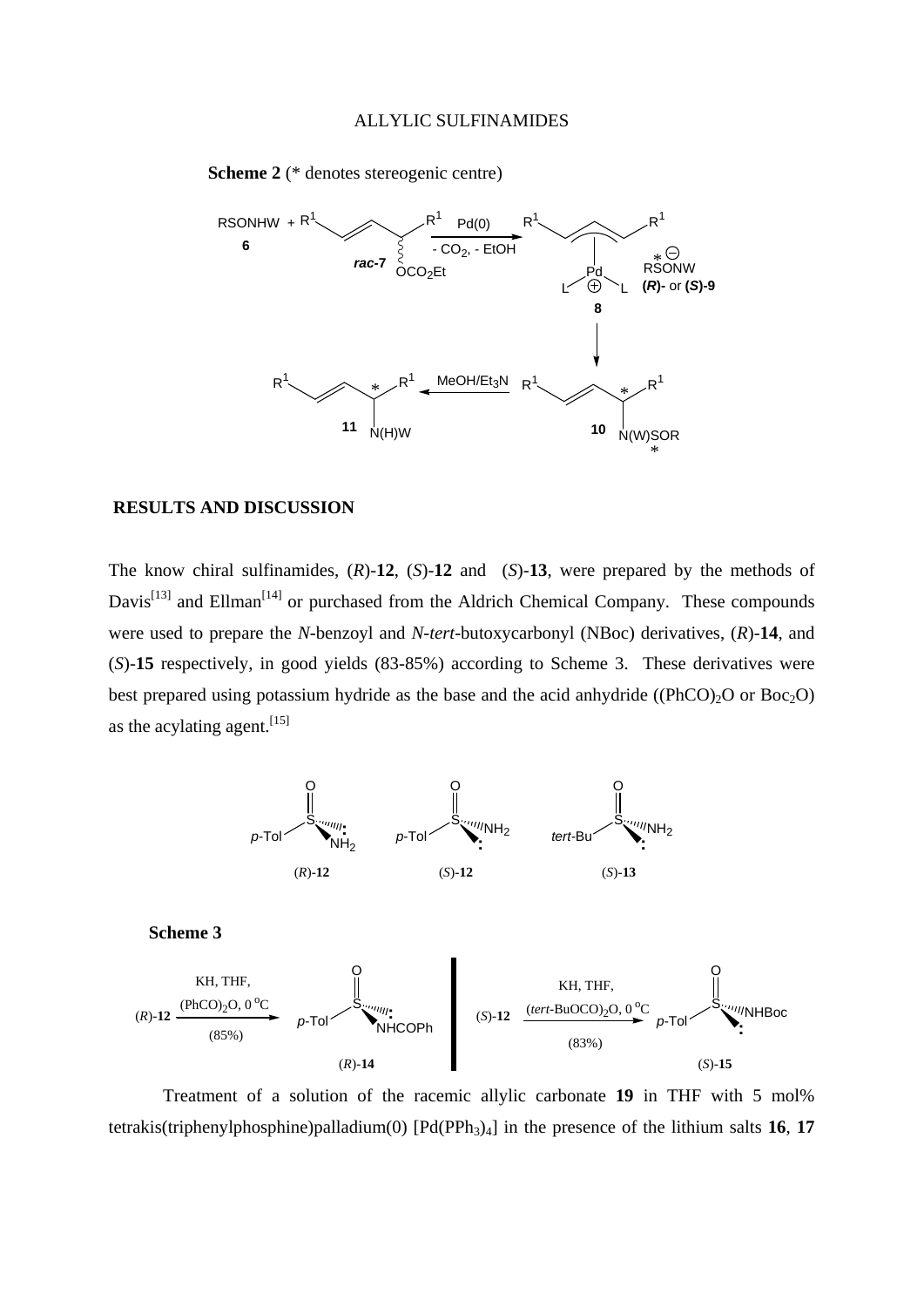**Scheme 2** (* denotes stereogenic centre)

## RESULTS AND DISCUSSION

The know chiral sulfinamides, (*R*)-**12**, (*S*)-**12** and (*S*)-**13**, were prepared by the methods of Davis[13] and Ellman[14] or purchased from the Aldrich Chemical Company. These compounds were used to prepare the *N*-benzoyl and *N*-*tert*-butoxycarbonyl (NBoc) derivatives, (*R*)-**14**, and (*S*)-**15** respectively, in good yields (83-85%) according to Scheme 3. These derivatives were best prepared using potassium hydride as the base and the acid anhydride ($(PhCO)_2O$ or $Boc_2O$) as the acylating agent.[15]

**Scheme 3**

Treatment of a solution of the racemic allylic carbonate **19** in THF with 5 mol% tetrakis(triphenylphosphine)palladium(0) [$Pd(PPh_3)_4$] in the presence of the lithium salts **16**, **17**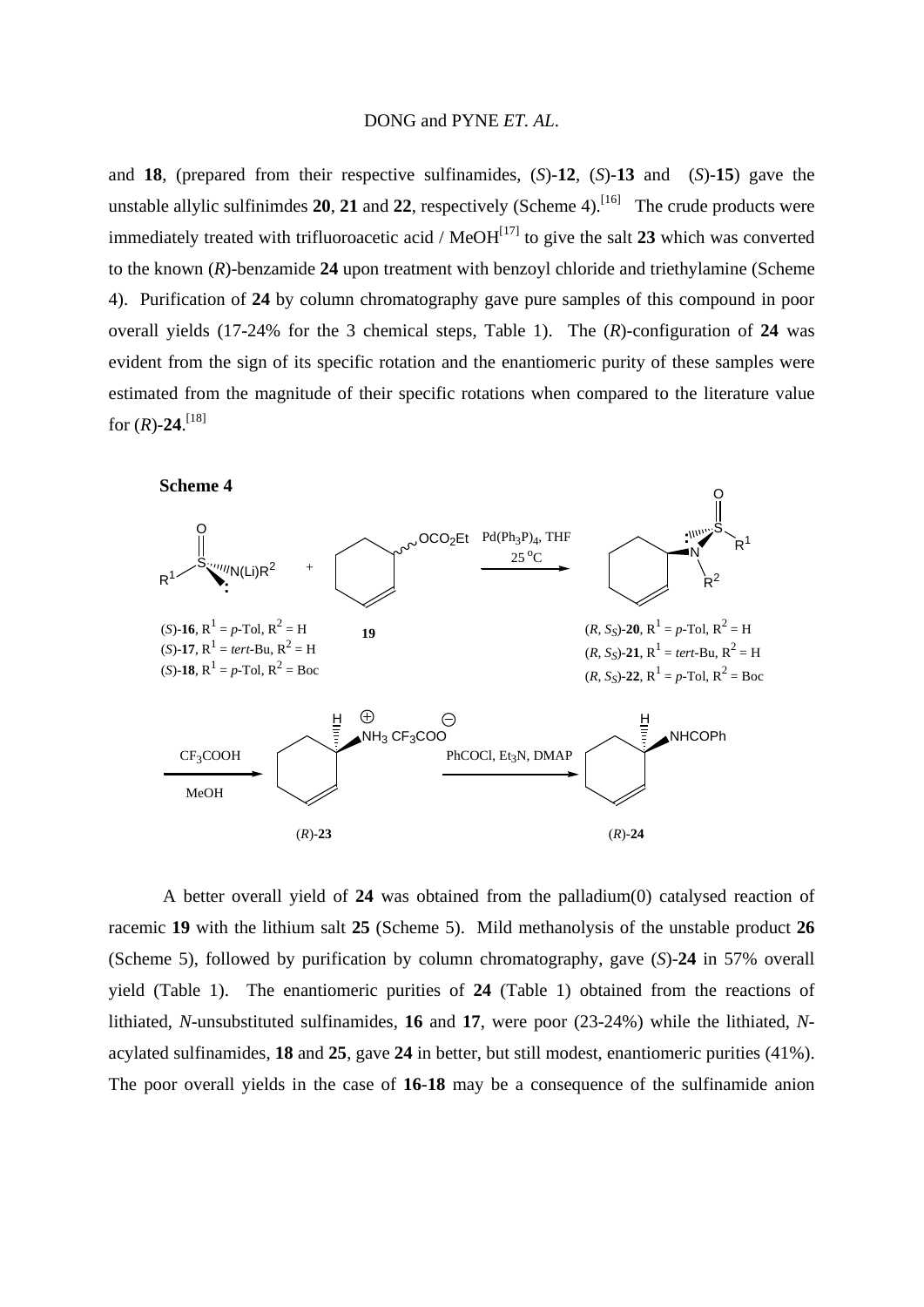and **18**, (prepared from their respective sulfinamides, (*S*)-**12**, (*S*)-**13** and (*S*)-**15**) gave the unstable allylic sulfinimdes **20**, **21** and **22**, respectively (Scheme 4).[16] The crude products were immediately treated with trifluoroacetic acid / MeOH[17] to give the salt **23** which was converted to the known (*R*)-benzamide **24** upon treatment with benzoyl chloride and triethylamine (Scheme 4). Purification of **24** by column chromatography gave pure samples of this compound in poor overall yields (17-24% for the 3 chemical steps, Table 1). The (*R*)-configuration of **24** was evident from the sign of its specific rotation and the enantiomeric purity of these samples were estimated from the magnitude of their specific rotations when compared to the literature value for (*R*)-**24**.[18]

**Scheme 4**

(*S*)-**16**, $R^1$ = *p*-Tol, $R^2$ = H
(*S*)-**17**, $R^1$ = *tert*-Bu, $R^2$ = H
(*S*)-**18**, $R^1$ = *p*-Tol, $R^2$ = Boc

**19**

$Pd(Ph_3P)_4$, THF, 25 °C

(*R*, $S_S$)-**20**, $R^1$ = *p*-Tol, $R^2$ = H
(*R*, $S_S$)-**21**, $R^1$ = *tert*-Bu, $R^2$ = H
(*R*, $S_S$)-**22**, $R^1$ = *p*-Tol, $R^2$ = Boc

$CF_3COOH$, MeOH

(*R*)-**23**

PhCOCl, $Et_3N$, DMAP

(*R*)-**24**

A better overall yield of **24** was obtained from the palladium(0) catalysed reaction of racemic **19** with the lithium salt **25** (Scheme 5). Mild methanolysis of the unstable product **26** (Scheme 5), followed by purification by column chromatography, gave (*S*)-**24** in 57% overall yield (Table 1). The enantiomeric purities of **24** (Table 1) obtained from the reactions of lithiated, *N*-unsubstituted sulfinamides, **16** and **17**, were poor (23-24%) while the lithiated, *N*-acylated sulfinamides, **18** and **25**, gave **24** in better, but still modest, enantiomeric purities (41%). The poor overall yields in the case of **16**-**18** may be a consequence of the sulfinamide anion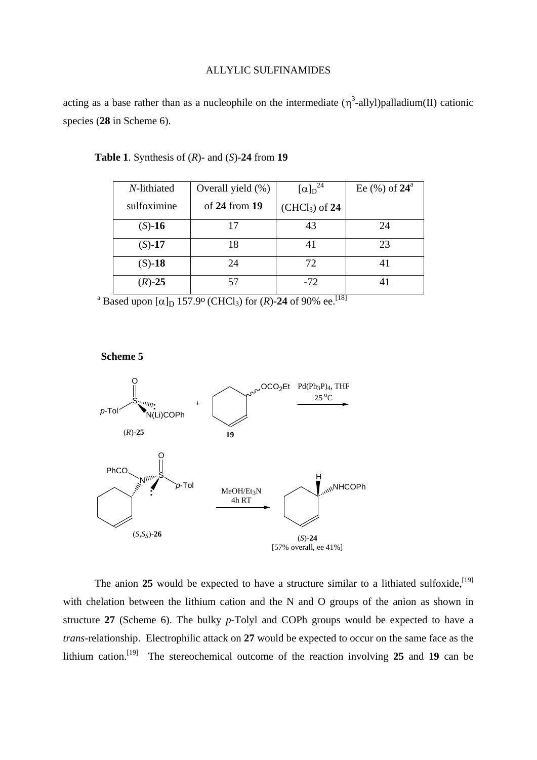acting as a base rather than as a nucleophile on the intermediate ($\eta^3$-allyl)palladium(II) cationic species (**28** in Scheme 6).

**Table 1**. Synthesis of (*R*)- and (*S*)-**24** from **19**

| *N*-lithiated sulfoximine | Overall yield (%) of **24** from **19** | $[\alpha]_D^{24}$ ($CHCl_3$) of **24** | Ee (%) of **24**[a] |
|---|---|---|---|
| (*S*)-**16** | 17 | 43 | 24 |
| (*S*)-**17** | 18 | 41 | 23 |
| (S)-**18** | 24 | 72 | 41 |
| (*R*)-**25** | 57 | -72 | 41 |

[a] Based upon $[\alpha]_D$ 157.9° ($CHCl_3$) for (*R*)-**24** of 90% ee.[18]

**Scheme 5**

(*R*)-**25** + **19** → Pd($Ph_3P)_4$, THF, 25 °C → (*S*,*S*S)-**26** → MeOH/$Et_3N$, 4h RT → (*S*)-**24** [57% overall, ee 41%]

The anion **25** would be expected to have a structure similar to a lithiated sulfoxide,[19] with chelation between the lithium cation and the N and O groups of the anion as shown in structure **27** (Scheme 6). The bulky *p*-Tolyl and COPh groups would be expected to have a *trans*-relationship. Electrophilic attack on **27** would be expected to occur on the same face as the lithium cation.[19] The stereochemical outcome of the reaction involving **25** and **19** can be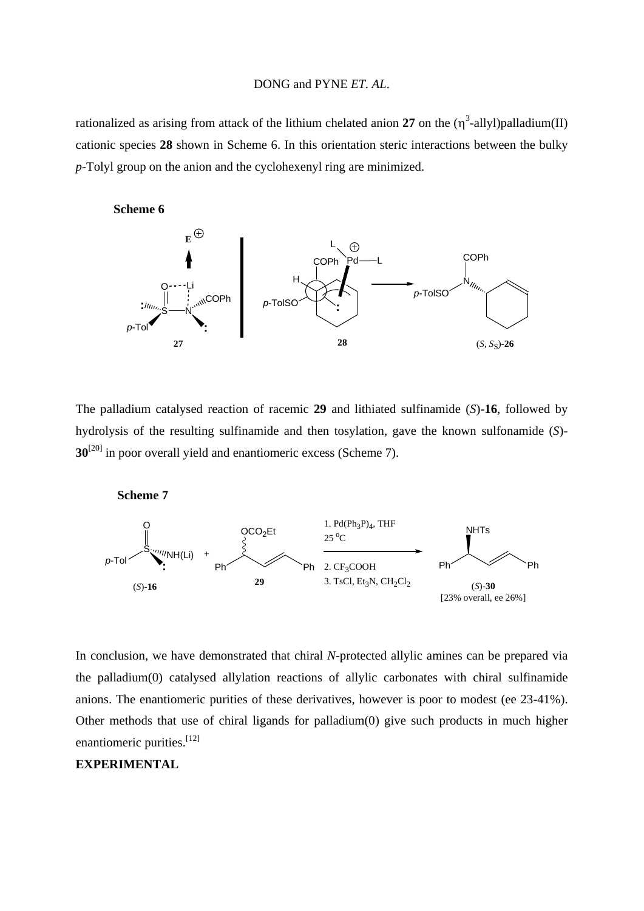rationalized as arising from attack of the lithium chelated anion **27** on the ($\eta^3$-allyl)palladium(II) cationic species **28** shown in Scheme 6. In this orientation steric interactions between the bulky *p*-Tolyl group on the anion and the cyclohexenyl ring are minimized.

**Scheme 6**

The palladium catalysed reaction of racemic **29** and lithiated sulfinamide (*S*)-**16**, followed by hydrolysis of the resulting sulfinamide and then tosylation, gave the known sulfonamide (*S*)-**30**[20] in poor overall yield and enantiomeric excess (Scheme 7).

**Scheme 7**

In conclusion, we have demonstrated that chiral *N*-protected allylic amines can be prepared via the palladium(0) catalysed allylation reactions of allylic carbonates with chiral sulfinamide anions. The enantiomeric purities of these derivatives, however is poor to modest (ee 23-41%). Other methods that use of chiral ligands for palladium(0) give such products in much higher enantiomeric purities.[12]

**EXPERIMENTAL**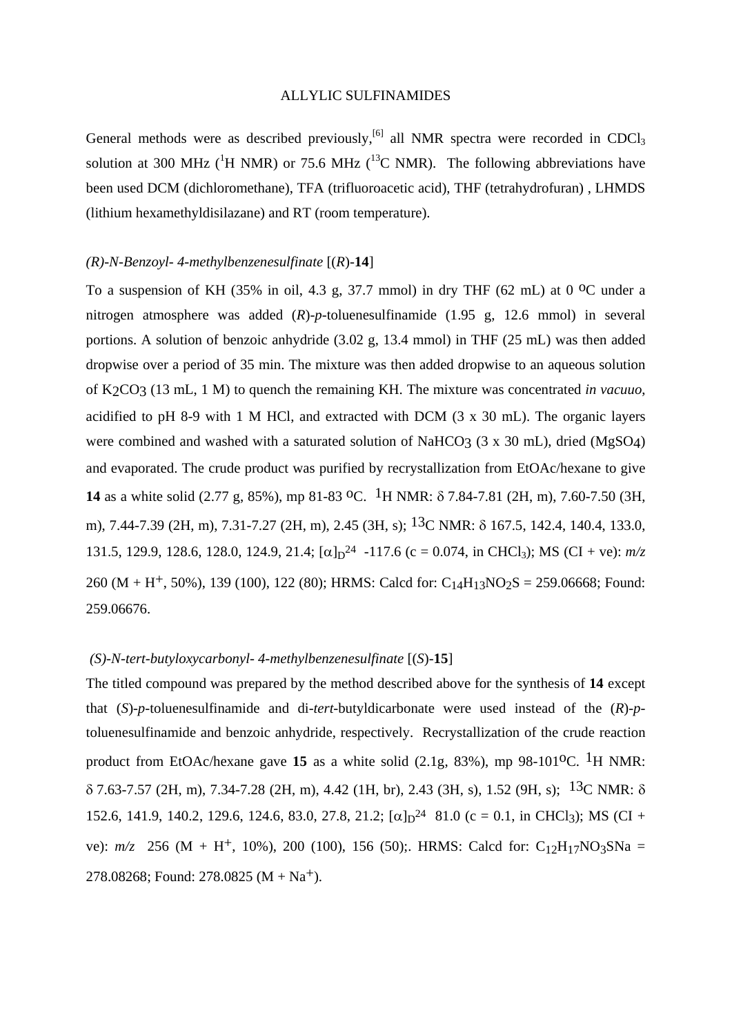# ALLYLIC SULFINAMIDES

General methods were as described previously,[6] all NMR spectra were recorded in $CDCl_3$ solution at 300 MHz ($^1$H NMR) or 75.6 MHz ($^{13}$C NMR). The following abbreviations have been used DCM (dichloromethane), TFA (trifluoroacetic acid), THF (tetrahydrofuran) , LHMDS (lithium hexamethyldisilazane) and RT (room temperature).

*(R)-N-Benzoyl- 4-methylbenzenesulfinate* [(*R*)-**14**]

To a suspension of KH (35% in oil, 4.3 g, 37.7 mmol) in dry THF (62 mL) at 0 $^o$C under a nitrogen atmosphere was added (*R*)-*p*-toluenesulfinamide (1.95 g, 12.6 mmol) in several portions. A solution of benzoic anhydride (3.02 g, 13.4 mmol) in THF (25 mL) was then added dropwise over a period of 35 min. The mixture was then added dropwise to an aqueous solution of $K_2CO_3$ (13 mL, 1 M) to quench the remaining KH. The mixture was concentrated *in vacuuo*, acidified to pH 8-9 with 1 M HCl, and extracted with DCM (3 x 30 mL). The organic layers were combined and washed with a saturated solution of $NaHCO_3$ (3 x 30 mL), dried ($MgSO_4$) and evaporated. The crude product was purified by recrystallization from EtOAc/hexane to give **14** as a white solid (2.77 g, 85%), mp 81-83 $^o$C. $^1$H NMR: δ 7.84-7.81 (2H, m), 7.60-7.50 (3H, m), 7.44-7.39 (2H, m), 7.31-7.27 (2H, m), 2.45 (3H, s); $^{13}$C NMR: δ 167.5, 142.4, 140.4, 133.0, 131.5, 129.9, 128.6, 128.0, 124.9, 21.4; $[\alpha]_D^{24}$ -117.6 (c = 0.074, in $CHCl_3$); MS (CI + ve): *m/z* 260 (M + $H^+$, 50%), 139 (100), 122 (80); HRMS: Calcd for: $C_{14}H_{13}NO_2S$ = 259.06668; Found: 259.06676.

*(S)-N-tert-butyloxycarbonyl- 4-methylbenzenesulfinate* [(*S*)-**15**]

The titled compound was prepared by the method described above for the synthesis of **14** except that (*S*)-*p*-toluenesulfinamide and di-*tert*-butyldicarbonate were used instead of the (*R*)-*p*-toluenesulfinamide and benzoic anhydride, respectively. Recrystallization of the crude reaction product from EtOAc/hexane gave **15** as a white solid (2.1g, 83%), mp 98-101$^o$C. $^1$H NMR: δ 7.63-7.57 (2H, m), 7.34-7.28 (2H, m), 4.42 (1H, br), 2.43 (3H, s), 1.52 (9H, s); $^{13}$C NMR: δ 152.6, 141.9, 140.2, 129.6, 124.6, 83.0, 27.8, 21.2; $[\alpha]_D^{24}$ 81.0 (c = 0.1, in $CHCl_3$); MS (CI + ve): *m/z* 256 (M + $H^+$, 10%), 200 (100), 156 (50);. HRMS: Calcd for: $C_{12}H_{17}NO_3SNa$ = 278.08268; Found: 278.0825 (M + $Na^+$).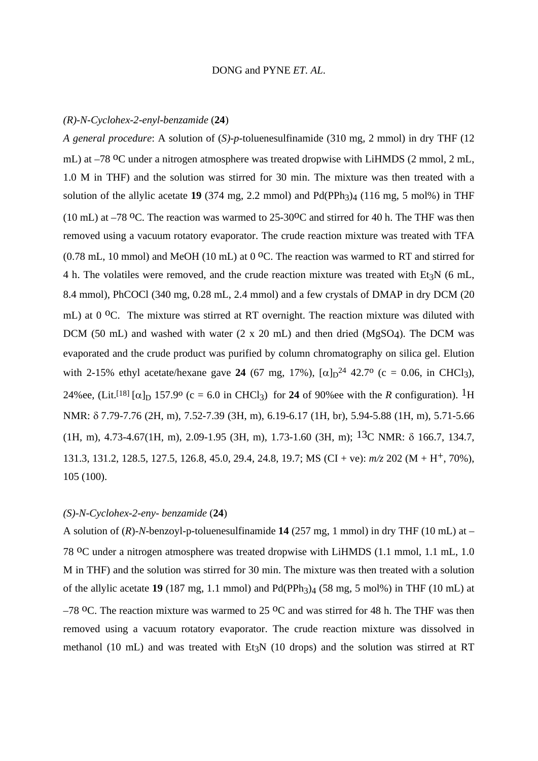*(R)-N-Cyclohex-2-enyl-benzamide* (**24**)

*A general procedure*: A solution of (*S*)-*p*-toluenesulfinamide (310 mg, 2 mmol) in dry THF (12 mL) at –78 ºC under a nitrogen atmosphere was treated dropwise with LiHMDS (2 mmol, 2 mL, 1.0 M in THF) and the solution was stirred for 30 min. The mixture was then treated with a solution of the allylic acetate **19** (374 mg, 2.2 mmol) and $Pd(PPh_3)_4$ (116 mg, 5 mol%) in THF (10 mL) at –78 ºC. The reaction was warmed to 25-30ºC and stirred for 40 h. The THF was then removed using a vacuum rotatory evaporator. The crude reaction mixture was treated with TFA (0.78 mL, 10 mmol) and MeOH (10 mL) at 0 ºC. The reaction was warmed to RT and stirred for 4 h. The volatiles were removed, and the crude reaction mixture was treated with $Et_3N$ (6 mL, 8.4 mmol), PhCOCl (340 mg, 0.28 mL, 2.4 mmol) and a few crystals of DMAP in dry DCM (20 mL) at 0 ºC. The mixture was stirred at RT overnight. The reaction mixture was diluted with DCM (50 mL) and washed with water (2 x 20 mL) and then dried ($MgSO_4$). The DCM was evaporated and the crude product was purified by column chromatography on silica gel. Elution with 2-15% ethyl acetate/hexane gave **24** (67 mg, 17%), $[\alpha]_D^{24}$ 42.7º (c = 0.06, in $CHCl_3$), 24%ee, (Lit.[18] $[\alpha]_D$ 157.9º (c = 6.0 in $CHCl_3$) for **24** of 90%ee with the *R* configuration). $^1$H NMR: δ 7.79-7.76 (2H, m), 7.52-7.39 (3H, m), 6.19-6.17 (1H, br), 5.94-5.88 (1H, m), 5.71-5.66 (1H, m), 4.73-4.67(1H, m), 2.09-1.95 (3H, m), 1.73-1.60 (3H, m); $^{13}$C NMR: δ 166.7, 134.7, 131.3, 131.2, 128.5, 127.5, 126.8, 45.0, 29.4, 24.8, 19.7; MS (CI + ve): *m/z* 202 (M + H$^+$, 70%), 105 (100).

*(S)-N-Cyclohex-2-eny- benzamide* (**24**)

A solution of (*R*)-*N*-benzoyl-p-toluenesulfinamide **14** (257 mg, 1 mmol) in dry THF (10 mL) at –78 ºC under a nitrogen atmosphere was treated dropwise with LiHMDS (1.1 mmol, 1.1 mL, 1.0 M in THF) and the solution was stirred for 30 min. The mixture was then treated with a solution of the allylic acetate **19** (187 mg, 1.1 mmol) and $Pd(PPh_3)_4$ (58 mg, 5 mol%) in THF (10 mL) at –78 ºC. The reaction mixture was warmed to 25 ºC and was stirred for 48 h. The THF was then removed using a vacuum rotatory evaporator. The crude reaction mixture was dissolved in methanol (10 mL) and was treated with $Et_3N$ (10 drops) and the solution was stirred at RT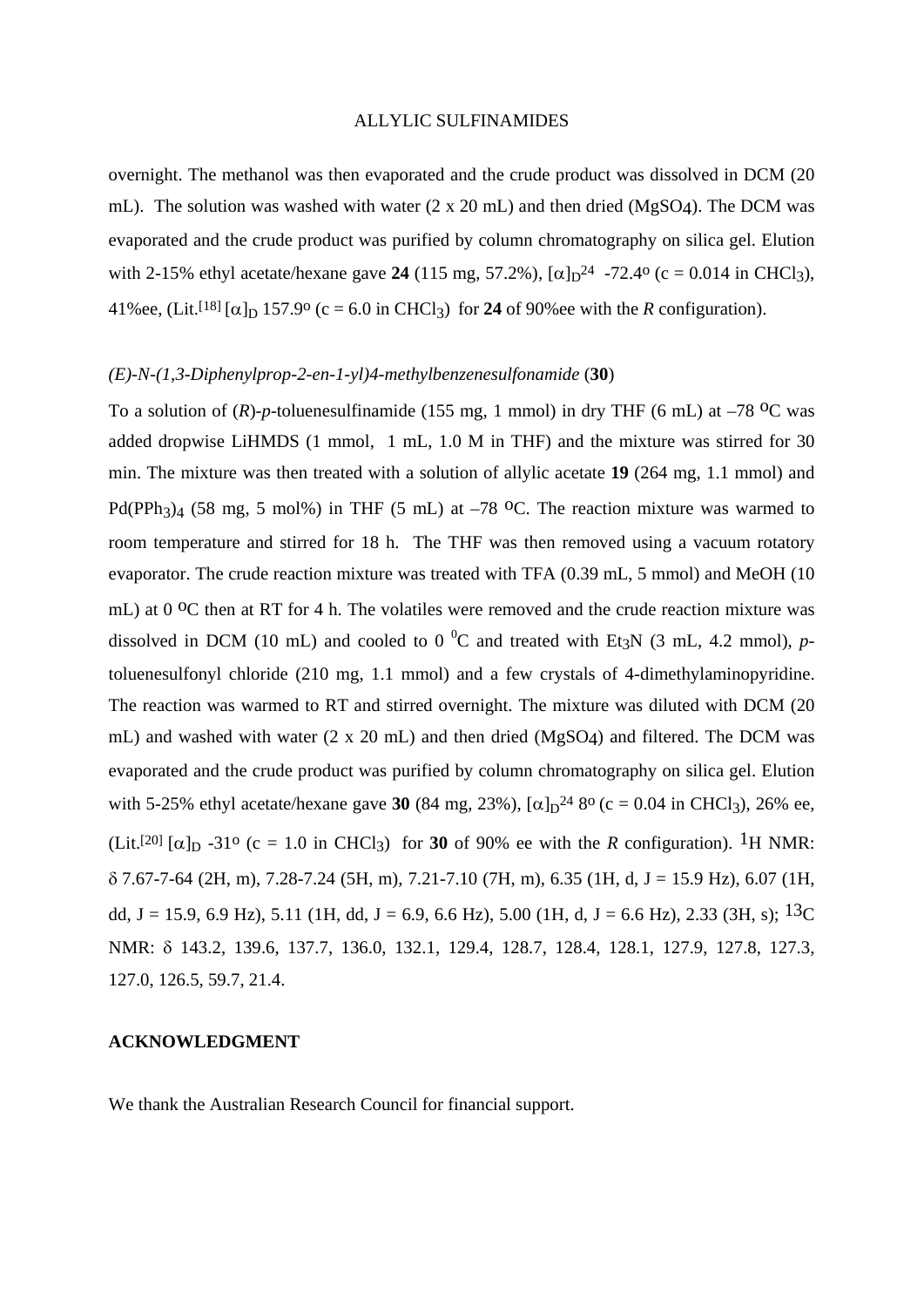overnight. The methanol was then evaporated and the crude product was dissolved in DCM (20 mL). The solution was washed with water (2 x 20 mL) and then dried ($MgSO_4$). The DCM was evaporated and the crude product was purified by column chromatography on silica gel. Elution with 2-15% ethyl acetate/hexane gave **24** (115 mg, 57.2%), $[\alpha]_D^{24}$ -72.4º (c = 0.014 in $CHCl_3$), 41%ee, (Lit.[18] $[\alpha]_D$ 157.9º (c = 6.0 in $CHCl_3$) for **24** of 90%ee with the *R* configuration).

*(E)-N-(1,3-Diphenylprop-2-en-1-yl)4-methylbenzenesulfonamide* (**30**)

To a solution of (*R*)-*p*-toluenesulfinamide (155 mg, 1 mmol) in dry THF (6 mL) at –78 ºC was added dropwise LiHMDS (1 mmol, 1 mL, 1.0 M in THF) and the mixture was stirred for 30 min. The mixture was then treated with a solution of allylic acetate **19** (264 mg, 1.1 mmol) and $Pd(PPh_3)_4$ (58 mg, 5 mol%) in THF (5 mL) at –78 ºC. The reaction mixture was warmed to room temperature and stirred for 18 h. The THF was then removed using a vacuum rotatory evaporator. The crude reaction mixture was treated with TFA (0.39 mL, 5 mmol) and MeOH (10 mL) at 0 ºC then at RT for 4 h. The volatiles were removed and the crude reaction mixture was dissolved in DCM (10 mL) and cooled to 0 ºC and treated with $Et_3N$ (3 mL, 4.2 mmol), *p*-toluenesulfonyl chloride (210 mg, 1.1 mmol) and a few crystals of 4-dimethylaminopyridine. The reaction was warmed to RT and stirred overnight. The mixture was diluted with DCM (20 mL) and washed with water (2 x 20 mL) and then dried ($MgSO_4$) and filtered. The DCM was evaporated and the crude product was purified by column chromatography on silica gel. Elution with 5-25% ethyl acetate/hexane gave **30** (84 mg, 23%), $[\alpha]_D^{24}$ 8º (c = 0.04 in $CHCl_3$), 26% ee, (Lit.[20] $[\alpha]_D$ -31º (c = 1.0 in $CHCl_3$) for **30** of 90% ee with the *R* configuration). $^1$H NMR: δ 7.67-7-64 (2H, m), 7.28-7.24 (5H, m), 7.21-7.10 (7H, m), 6.35 (1H, d, J = 15.9 Hz), 6.07 (1H, dd, J = 15.9, 6.9 Hz), 5.11 (1H, dd, J = 6.9, 6.6 Hz), 5.00 (1H, d, J = 6.6 Hz), 2.33 (3H, s); $^{13}$C NMR: δ 143.2, 139.6, 137.7, 136.0, 132.1, 129.4, 128.7, 128.4, 128.1, 127.9, 127.8, 127.3, 127.0, 126.5, 59.7, 21.4.

**ACKNOWLEDGMENT**

We thank the Australian Research Council for financial support.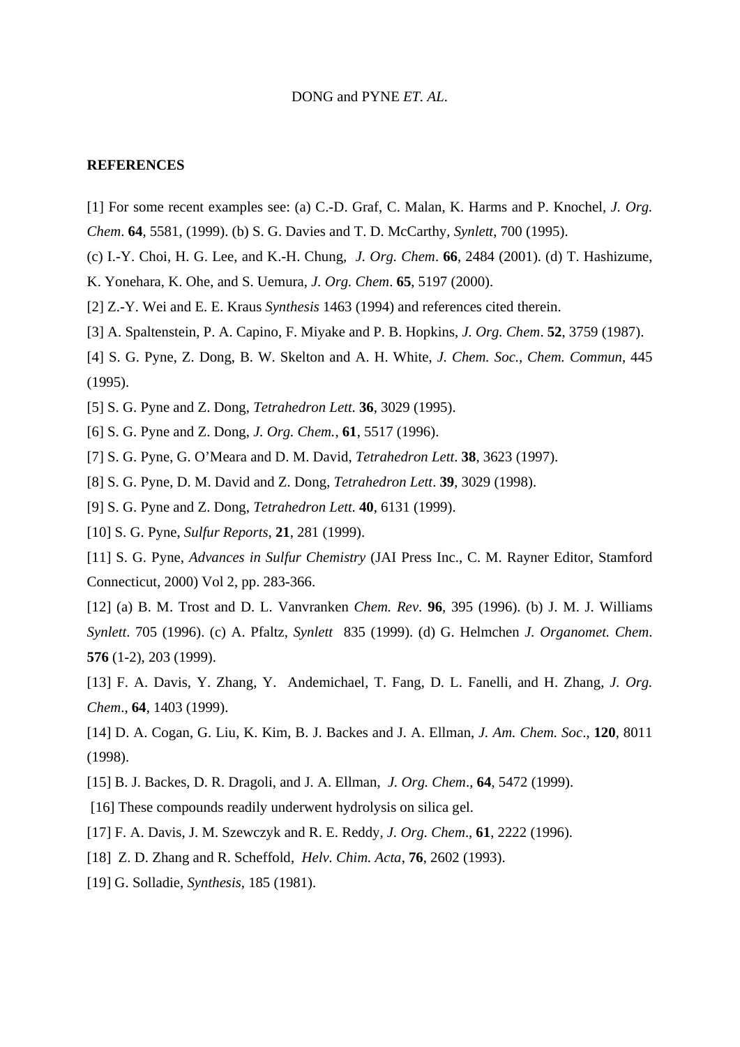## REFERENCES

[1] For some recent examples see: (a) C.-D. Graf, C. Malan, K. Harms and P. Knochel, *J. Org. Chem*. **64**, 5581, (1999). (b) S. G. Davies and T. D. McCarthy, *Synlett*, 700 (1995). (c) I.-Y. Choi, H. G. Lee, and K.-H. Chung, *J. Org. Chem*. **66**, 2484 (2001). (d) T. Hashizume, K. Yonehara, K. Ohe, and S. Uemura, *J. Org. Chem*. **65**, 5197 (2000).

[2] Z.-Y. Wei and E. E. Kraus *Synthesis* 1463 (1994) and references cited therein.

[3] A. Spaltenstein, P. A. Capino, F. Miyake and P. B. Hopkins, *J. Org. Chem*. **52**, 3759 (1987).

[4] S. G. Pyne, Z. Dong, B. W. Skelton and A. H. White, *J. Chem. Soc., Chem. Commun*, 445 (1995).

[5] S. G. Pyne and Z. Dong, *Tetrahedron Lett*. **36**, 3029 (1995).

[6] S. G. Pyne and Z. Dong, *J. Org. Chem.*, **61**, 5517 (1996).

[7] S. G. Pyne, G. O'Meara and D. M. David, *Tetrahedron Lett*. **38**, 3623 (1997).

[8] S. G. Pyne, D. M. David and Z. Dong, *Tetrahedron Lett*. **39**, 3029 (1998).

[9] S. G. Pyne and Z. Dong, *Tetrahedron Lett*. **40**, 6131 (1999).

[10] S. G. Pyne, *Sulfur Reports*, **21**, 281 (1999).

[11] S. G. Pyne, *Advances in Sulfur Chemistry* (JAI Press Inc., C. M. Rayner Editor, Stamford Connecticut, 2000) Vol 2, pp. 283-366.

[12] (a) B. M. Trost and D. L. Vanvranken *Chem. Rev*. **96**, 395 (1996). (b) J. M. J. Williams *Synlett*. 705 (1996). (c) A. Pfaltz, *Synlett* 835 (1999). (d) G. Helmchen *J. Organomet. Chem*. **576** (1-2), 203 (1999).

[13] F. A. Davis, Y. Zhang, Y. Andemichael, T. Fang, D. L. Fanelli, and H. Zhang, *J. Org. Chem*., **64**, 1403 (1999).

[14] D. A. Cogan, G. Liu, K. Kim, B. J. Backes and J. A. Ellman, *J. Am. Chem. Soc*., **120**, 8011 (1998).

[15] B. J. Backes, D. R. Dragoli, and J. A. Ellman, *J. Org. Chem*., **64**, 5472 (1999).

[16] These compounds readily underwent hydrolysis on silica gel.

[17] F. A. Davis, J. M. Szewczyk and R. E. Reddy, *J. Org. Chem*., **61**, 2222 (1996).

[18] Z. D. Zhang and R. Scheffold, *Helv. Chim. Acta*, **76**, 2602 (1993).

[19] G. Solladie, *Synthesis*, 185 (1981).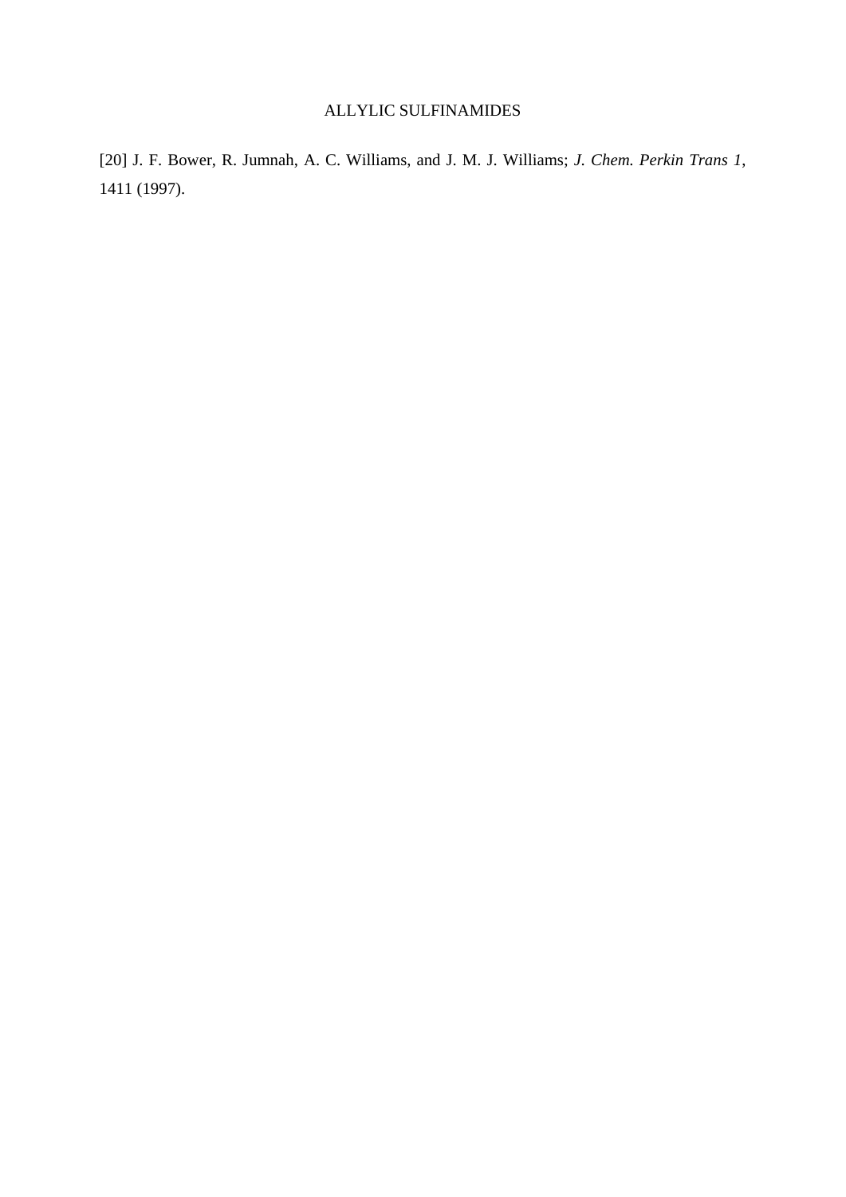[20] J. F. Bower, R. Jumnah, A. C. Williams, and J. M. J. Williams; *J. Chem. Perkin Trans 1*, 1411 (1997).